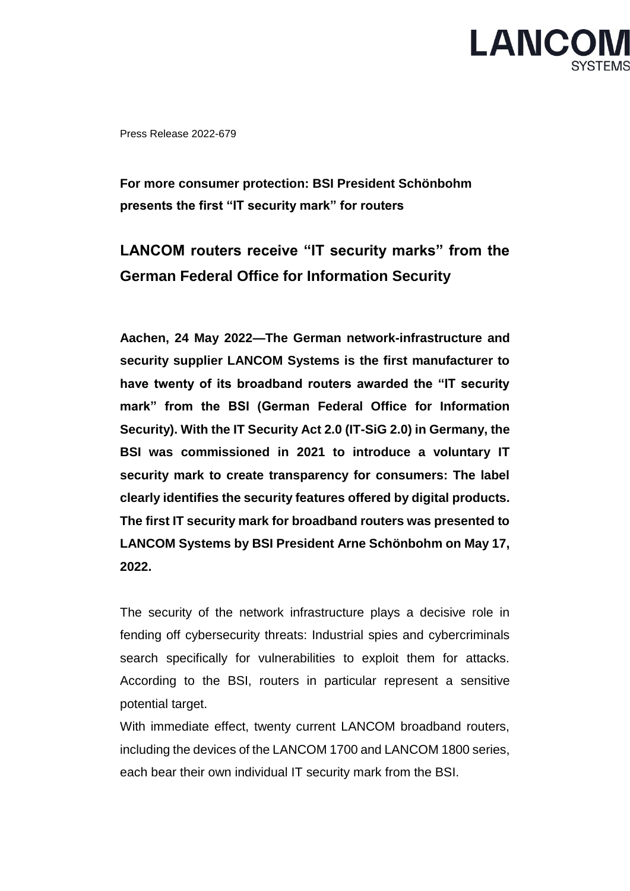Press Release 2022-679

**For more consumer protection: BSI President Schönbohm presents the first "IT security mark" for routers**

## LANCOM routers receive "IT security marks" from the German Federal Office for Information Security

**Aachen, 24 May 2022—The German network-infrastructure and security supplier LANCOM Systems is the first manufacturer to have twenty of its broadband routers awarded the "IT security mark" from the BSI (German Federal Office for Information Security). With the IT Security Act 2.0 (IT-SiG 2.0) in Germany, the BSI was commissioned in 2021 to introduce a voluntary IT security mark to create transparency for consumers: The label clearly identifies the security features offered by digital products. The first IT security mark for broadband routers was presented to LANCOM Systems by BSI President Arne Schönbohm on May 17, 2022.**

The security of the network infrastructure plays a decisive role in fending off cybersecurity threats: Industrial spies and cybercriminals search specifically for vulnerabilities to exploit them for attacks. According to the BSI, routers in particular represent a sensitive potential target.

With immediate effect, twenty current LANCOM broadband routers, including the devices of the LANCOM 1700 and LANCOM 1800 series, each bear their own individual IT security mark from the BSI.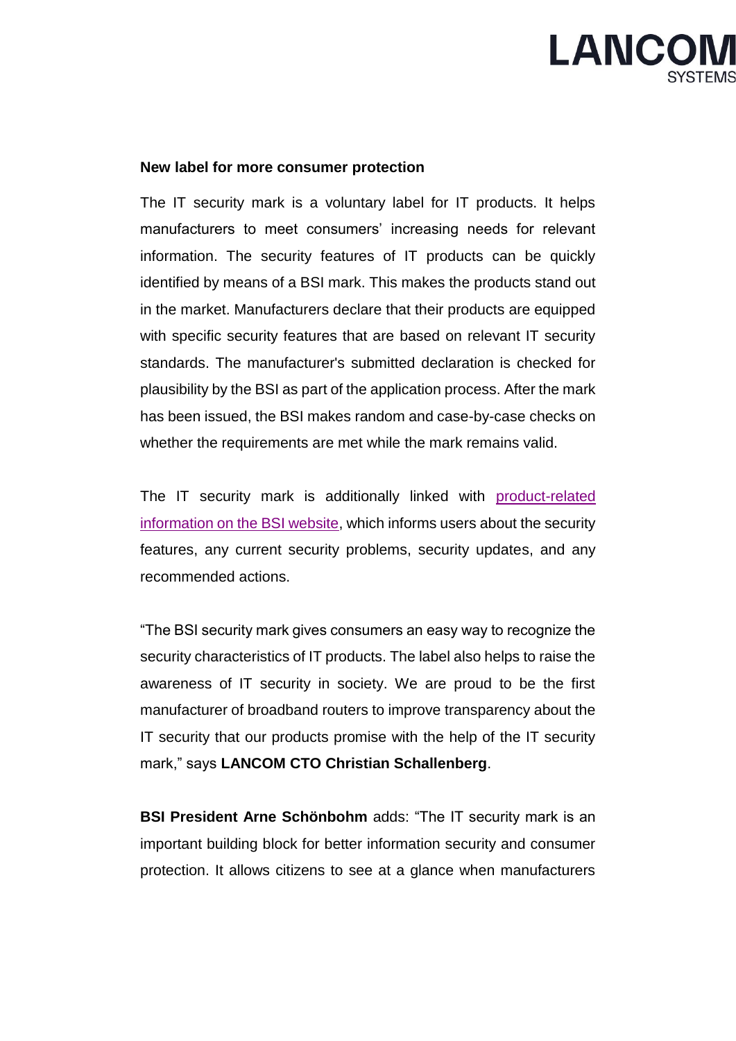**New label for more consumer protection**

The IT security mark is a voluntary label for IT products. It helps manufacturers to meet consumers' increasing needs for relevant information. The security features of IT products can be quickly identified by means of a BSI mark. This makes the products stand out in the market. Manufacturers declare that their products are equipped with specific security features that are based on relevant IT security standards. The manufacturer's submitted declaration is checked for plausibility by the BSI as part of the application process. After the mark has been issued, the BSI makes random and case-by-case checks on whether the requirements are met while the mark remains valid.

The IT security mark is additionally linked with product-related information on the BSI website, which informs users about the security features, any current security problems, security updates, and any recommended actions.

"The BSI security mark gives consumers an easy way to recognize the security characteristics of IT products. The label also helps to raise the awareness of IT security in society. We are proud to be the first manufacturer of broadband routers to improve transparency about the IT security that our products promise with the help of the IT security mark," says **LANCOM CTO Christian Schallenberg**.

**BSI President Arne Schönbohm** adds: "The IT security mark is an important building block for better information security and consumer protection. It allows citizens to see at a glance when manufacturers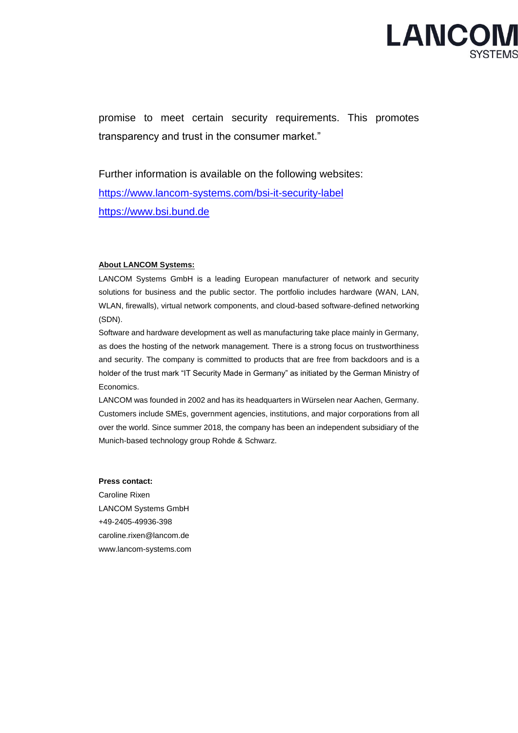promise to meet certain security requirements. This promotes transparency and trust in the consumer market."

Further information is available on the following websites:
https://www.lancom-systems.com/bsi-it-security-label
https://www.bsi.bund.de

**About LANCOM Systems:**

LANCOM Systems GmbH is a leading European manufacturer of network and security solutions for business and the public sector. The portfolio includes hardware (WAN, LAN, WLAN, firewalls), virtual network components, and cloud-based software-defined networking (SDN).

Software and hardware development as well as manufacturing take place mainly in Germany, as does the hosting of the network management. There is a strong focus on trustworthiness and security. The company is committed to products that are free from backdoors and is a holder of the trust mark "IT Security Made in Germany" as initiated by the German Ministry of Economics.

LANCOM was founded in 2002 and has its headquarters in Würselen near Aachen, Germany. Customers include SMEs, government agencies, institutions, and major corporations from all over the world. Since summer 2018, the company has been an independent subsidiary of the Munich-based technology group Rohde & Schwarz.

**Press contact:**

Caroline Rixen
LANCOM Systems GmbH
+49-2405-49936-398
caroline.rixen@lancom.de
www.lancom-systems.com